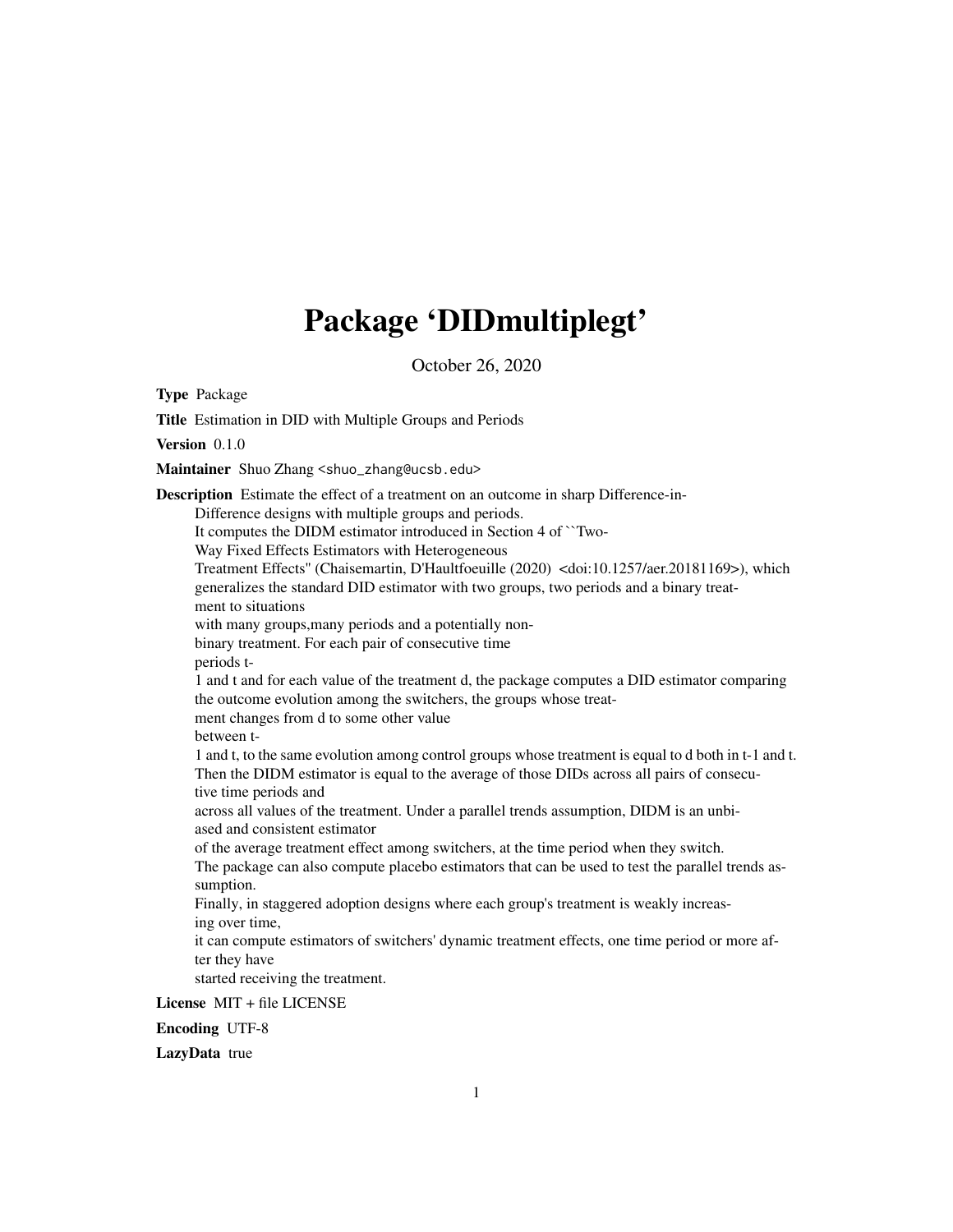# Package 'DIDmultiplegt'

October 26, 2020

**Type** Package

**Title** Estimation in DID with Multiple Groups and Periods

**Version** 0.1.0

**Maintainer** Shuo Zhang <shuo_zhang@ucsb.edu>

**Description** Estimate the effect of a treatment on an outcome in sharp Difference-in-Difference designs with multiple groups and periods.
It computes the DIDM estimator introduced in Section 4 of ``Two-Way Fixed Effects Estimators with Heterogeneous Treatment Effects'' (Chaisemartin, D'Haultfoeuille (2020) <doi:10.1257/aer.20181169>), which generalizes the standard DID estimator with two groups, two periods and a binary treatment to situations with many groups,many periods and a potentially non-binary treatment. For each pair of consecutive time periods t-1 and t and for each value of the treatment d, the package computes a DID estimator comparing the outcome evolution among the switchers, the groups whose treatment changes from d to some other value between t-1 and t, to the same evolution among control groups whose treatment is equal to d both in t-1 and t.
Then the DIDM estimator is equal to the average of those DIDs across all pairs of consecutive time periods and across all values of the treatment. Under a parallel trends assumption, DIDM is an unbiased and consistent estimator of the average treatment effect among switchers, at the time period when they switch.
The package can also compute placebo estimators that can be used to test the parallel trends assumption.
Finally, in staggered adoption designs where each group's treatment is weakly increasing over time, it can compute estimators of switchers' dynamic treatment effects, one time period or more after they have started receiving the treatment.

**License** MIT + file LICENSE

**Encoding** UTF-8

**LazyData** true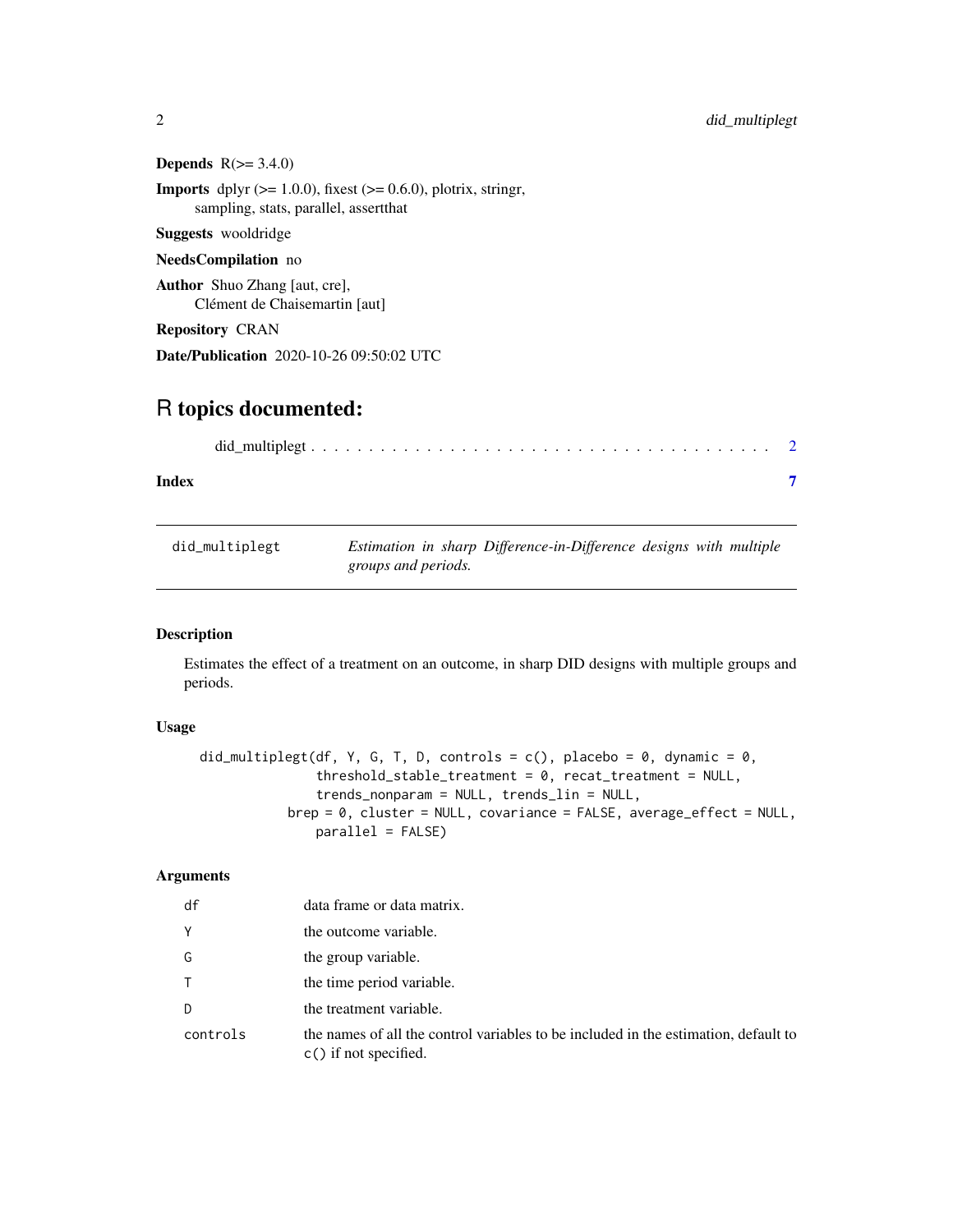**Depends** R(>= 3.4.0)

**Imports** dplyr (>= 1.0.0), fixest (>= 0.6.0), plotrix, stringr, sampling, stats, parallel, assertthat

**Suggests** wooldridge

**NeedsCompilation** no

**Author** Shuo Zhang [aut, cre], Clément de Chaisemartin [aut]

**Repository** CRAN

**Date/Publication** 2020-10-26 09:50:02 UTC

# R topics documented:

did_multiplegt . . . . . . . . . . . . . . . . . . . . . . . . . . . . . . . . . . . . . . . 2

**Index** **7**

---

`did_multiplegt` *Estimation in sharp Difference-in-Difference designs with multiple groups and periods.*

---

### Description

Estimates the effect of a treatment on an outcome, in sharp DID designs with multiple groups and periods.

### Usage

```
did_multiplegt(df, Y, G, T, D, controls = c(), placebo = 0, dynamic = 0,
               threshold_stable_treatment = 0, recat_treatment = NULL,
               trends_nonparam = NULL, trends_lin = NULL,
           brep = 0, cluster = NULL, covariance = FALSE, average_effect = NULL,
               parallel = FALSE)
```

### Arguments

| | |
|---|---|
| `df` | data frame or data matrix. |
| `Y` | the outcome variable. |
| `G` | the group variable. |
| `T` | the time period variable. |
| `D` | the treatment variable. |
| `controls` | the names of all the control variables to be included in the estimation, default to `c()` if not specified. |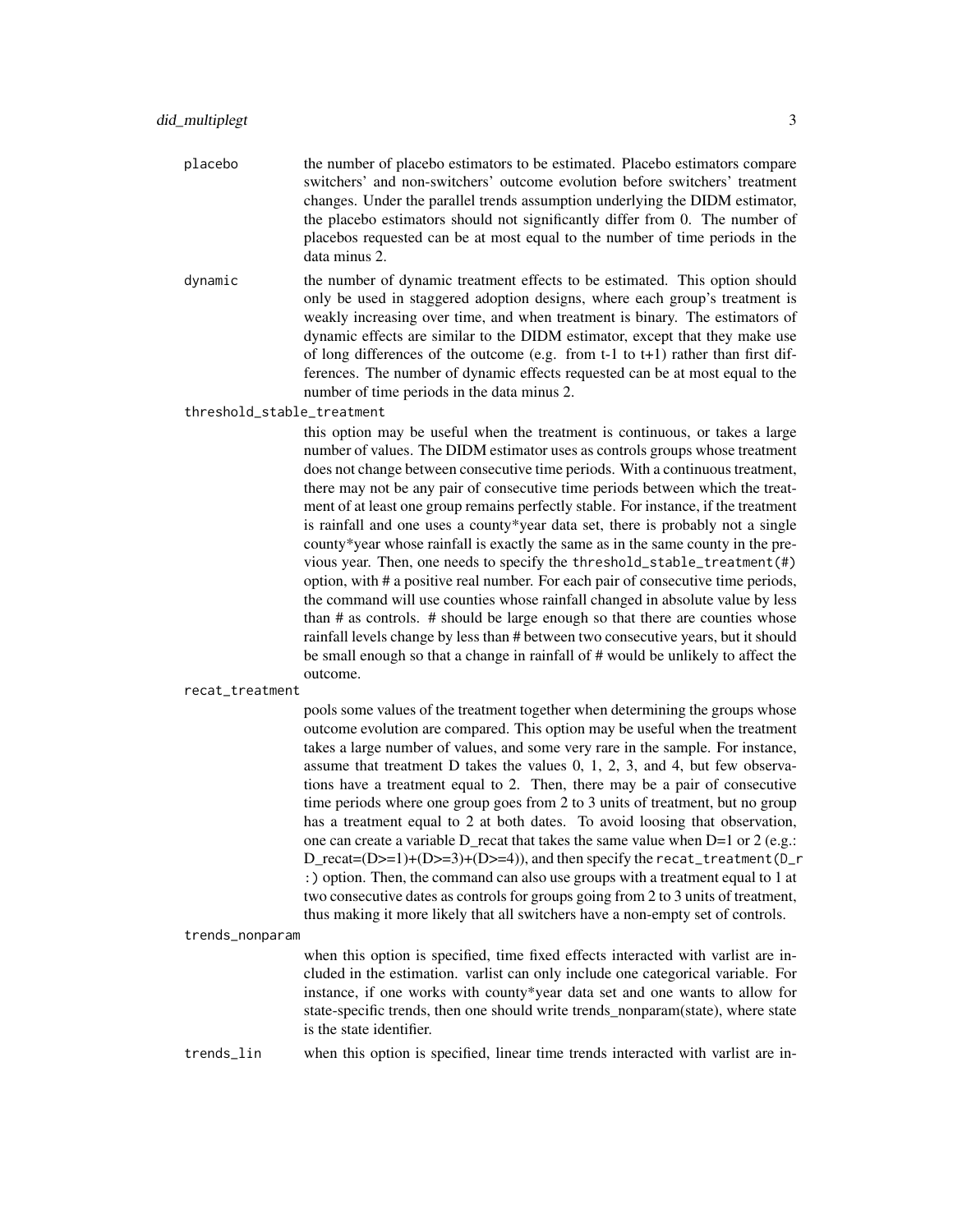placebo
: the number of placebo estimators to be estimated. Placebo estimators compare switchers' and non-switchers' outcome evolution before switchers' treatment changes. Under the parallel trends assumption underlying the DIDM estimator, the placebo estimators should not significantly differ from 0. The number of placebos requested can be at most equal to the number of time periods in the data minus 2.

dynamic
: the number of dynamic treatment effects to be estimated. This option should only be used in staggered adoption designs, where each group's treatment is weakly increasing over time, and when treatment is binary. The estimators of dynamic effects are similar to the DIDM estimator, except that they make use of long differences of the outcome (e.g. from t-1 to t+1) rather than first differences. The number of dynamic effects requested can be at most equal to the number of time periods in the data minus 2.

threshold_stable_treatment
: this option may be useful when the treatment is continuous, or takes a large number of values. The DIDM estimator uses as controls groups whose treatment does not change between consecutive time periods. With a continuous treatment, there may not be any pair of consecutive time periods between which the treatment of at least one group remains perfectly stable. For instance, if the treatment is rainfall and one uses a county*year data set, there is probably not a single county*year whose rainfall is exactly the same as in the same county in the previous year. Then, one needs to specify the `threshold_stable_treatment(#)` option, with # a positive real number. For each pair of consecutive time periods, the command will use counties whose rainfall changed in absolute value by less than # as controls. # should be large enough so that there are counties whose rainfall levels change by less than # between two consecutive years, but it should be small enough so that a change in rainfall of # would be unlikely to affect the outcome.

recat_treatment
: pools some values of the treatment together when determining the groups whose outcome evolution are compared. This option may be useful when the treatment takes a large number of values, and some very rare in the sample. For instance, assume that treatment D takes the values 0, 1, 2, 3, and 4, but few observations have a treatment equal to 2. Then, there may be a pair of consecutive time periods where one group goes from 2 to 3 units of treatment, but no group has a treatment equal to 2 at both dates. To avoid loosing that observation, one can create a variable D_recat that takes the same value when D=1 or 2 (e.g.: D_recat=(D>=1)+(D>=3)+(D>=4)), and then specify the `recat_treatment(D_r :)` option. Then, the command can also use groups with a treatment equal to 1 at two consecutive dates as controls for groups going from 2 to 3 units of treatment, thus making it more likely that all switchers have a non-empty set of controls.

trends_nonparam
: when this option is specified, time fixed effects interacted with varlist are included in the estimation. varlist can only include one categorical variable. For instance, if one works with county*year data set and one wants to allow for state-specific trends, then one should write trends_nonparam(state), where state is the state identifier.

trends_lin
: when this option is specified, linear time trends interacted with varlist are in-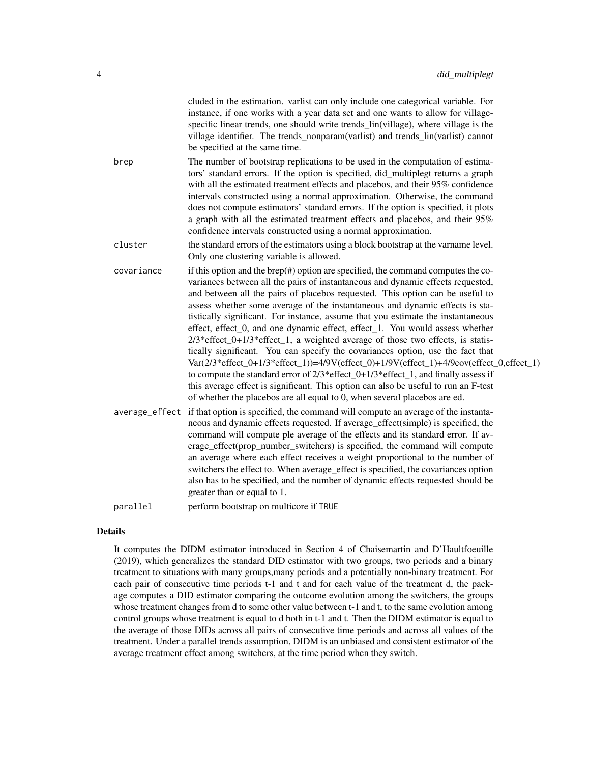cluded in the estimation. varlist can only include one categorical variable. For instance, if one works with a year data set and one wants to allow for village-specific linear trends, one should write trends_lin(village), where village is the village identifier. The trends_nonparam(varlist) and trends_lin(varlist) cannot be specified at the same time.

| | |
|---|---|
| brep | The number of bootstrap replications to be used in the computation of estimators' standard errors. If the option is specified, did_multiplegt returns a graph with all the estimated treatment effects and placebos, and their 95% confidence intervals constructed using a normal approximation. Otherwise, the command does not compute estimators' standard errors. If the option is specified, it plots a graph with all the estimated treatment effects and placebos, and their 95% confidence intervals constructed using a normal approximation. |
| cluster | the standard errors of the estimators using a block bootstrap at the varname level. Only one clustering variable is allowed. |
| covariance | if this option and the brep(#) option are specified, the command computes the covariances between all the pairs of instantaneous and dynamic effects requested, and between all the pairs of placebos requested. This option can be useful to assess whether some average of the instantaneous and dynamic effects is statistically significant. For instance, assume that you estimate the instantaneous effect, effect_0, and one dynamic effect, effect_1. You would assess whether 2/3*effect_0+1/3*effect_1, a weighted average of those two effects, is statistically significant. You can specify the covariances option, use the fact that Var(2/3*effect_0+1/3*effect_1))=4/9V(effect_0)+1/9V(effect_1)+4/9cov(effect_0,effect_1) to compute the standard error of 2/3*effect_0+1/3*effect_1, and finally assess if this average effect is significant. This option can also be useful to run an F-test of whether the placebos are all equal to 0, when several placebos are ed. |
| average_effect | if that option is specified, the command will compute an average of the instantaneous and dynamic effects requested. If average_effect(simple) is specified, the command will compute ple average of the effects and its standard error. If average_effect(prop_number_switchers) is specified, the command will compute an average where each effect receives a weight proportional to the number of switchers the effect to. When average_effect is specified, the covariances option also has to be specified, and the number of dynamic effects requested should be greater than or equal to 1. |
| parallel | perform bootstrap on multicore if TRUE |

## Details

It computes the DIDM estimator introduced in Section 4 of Chaisemartin and D'Haultfoeuille (2019), which generalizes the standard DID estimator with two groups, two periods and a binary treatment to situations with many groups,many periods and a potentially non-binary treatment. For each pair of consecutive time periods t-1 and t and for each value of the treatment d, the package computes a DID estimator comparing the outcome evolution among the switchers, the groups whose treatment changes from d to some other value between t-1 and t, to the same evolution among control groups whose treatment is equal to d both in t-1 and t. Then the DIDM estimator is equal to the average of those DIDs across all pairs of consecutive time periods and across all values of the treatment. Under a parallel trends assumption, DIDM is an unbiased and consistent estimator of the average treatment effect among switchers, at the time period when they switch.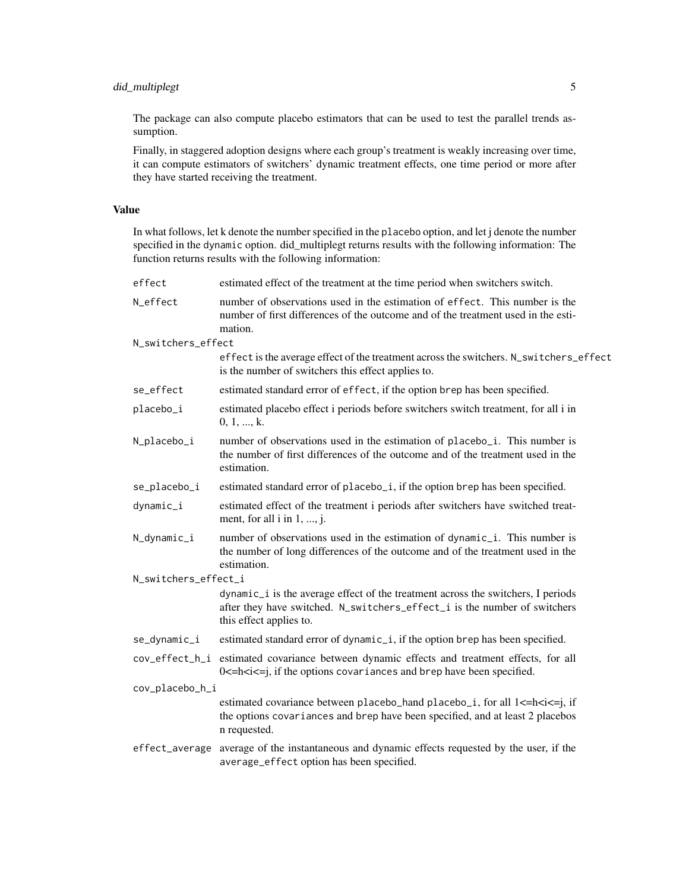The package can also compute placebo estimators that can be used to test the parallel trends assumption.

Finally, in staggered adoption designs where each group's treatment is weakly increasing over time, it can compute estimators of switchers' dynamic treatment effects, one time period or more after they have started receiving the treatment.

### Value

In what follows, let k denote the number specified in the `placebo` option, and let j denote the number specified in the `dynamic` option. did_multiplegt returns results with the following information: The function returns results with the following information:

- `effect` — estimated effect of the treatment at the time period when switchers switch.
- `N_effect` — number of observations used in the estimation of `effect`. This number is the number of first differences of the outcome and of the treatment used in the estimation.
- `N_switchers_effect` — `effect` is the average effect of the treatment across the switchers. `N_switchers_effect` is the number of switchers this effect applies to.
- `se_effect` — estimated standard error of `effect`, if the option `brep` has been specified.
- `placebo_i` — estimated placebo effect i periods before switchers switch treatment, for all i in 0, 1, ..., k.
- `N_placebo_i` — number of observations used in the estimation of `placebo_i`. This number is the number of first differences of the outcome and of the treatment used in the estimation.
- `se_placebo_i` — estimated standard error of `placebo_i`, if the option `brep` has been specified.
- `dynamic_i` — estimated effect of the treatment i periods after switchers have switched treatment, for all i in 1, ..., j.
- `N_dynamic_i` — number of observations used in the estimation of `dynamic_i`. This number is the number of long differences of the outcome and of the treatment used in the estimation.
- `N_switchers_effect_i` — `dynamic_i` is the average effect of the treatment across the switchers, I periods after they have switched. `N_switchers_effect_i` is the number of switchers this effect applies to.
- `se_dynamic_i` — estimated standard error of `dynamic_i`, if the option `brep` has been specified.
- `cov_effect_h_i` — estimated covariance between dynamic effects and treatment effects, for all 0<=h<i<=j, if the options `covariances` and `brep` have been specified.
- `cov_placebo_h_i` — estimated covariance between placebo_hand placebo_i, for all 1<=h<i<=j, if the options `covariances` and `brep` have been specified, and at least 2 placebos n requested.
- `effect_average` — average of the instantaneous and dynamic effects requested by the user, if the `average_effect` option has been specified.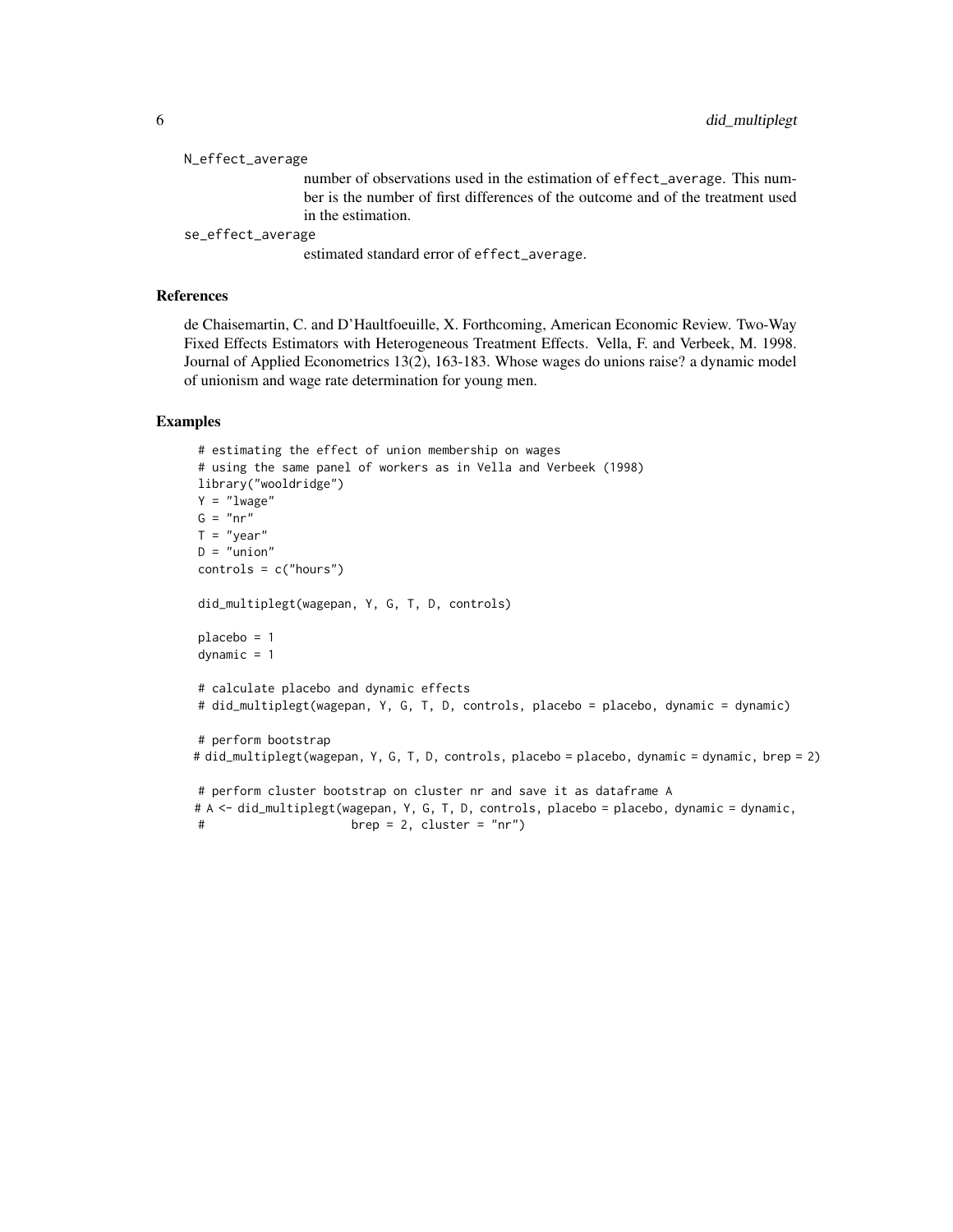N_effect_average
: number of observations used in the estimation of effect_average. This number is the number of first differences of the outcome and of the treatment used in the estimation.

se_effect_average
: estimated standard error of effect_average.

## References

de Chaisemartin, C. and D'Haultfoeuille, X. Forthcoming, American Economic Review. Two-Way Fixed Effects Estimators with Heterogeneous Treatment Effects. Vella, F. and Verbeek, M. 1998. Journal of Applied Econometrics 13(2), 163-183. Whose wages do unions raise? a dynamic model of unionism and wage rate determination for young men.

## Examples

```
# estimating the effect of union membership on wages
# using the same panel of workers as in Vella and Verbeek (1998)
library("wooldridge")
Y = "lwage"
G = "nr"
T = "year"
D = "union"
controls = c("hours")

did_multiplegt(wagepan, Y, G, T, D, controls)

placebo = 1
dynamic = 1

# calculate placebo and dynamic effects
# did_multiplegt(wagepan, Y, G, T, D, controls, placebo = placebo, dynamic = dynamic)

# perform bootstrap
# did_multiplegt(wagepan, Y, G, T, D, controls, placebo = placebo, dynamic = dynamic, brep = 2)

# perform cluster bootstrap on cluster nr and save it as dataframe A
# A <- did_multiplegt(wagepan, Y, G, T, D, controls, placebo = placebo, dynamic = dynamic,
#                     brep = 2, cluster = "nr")
```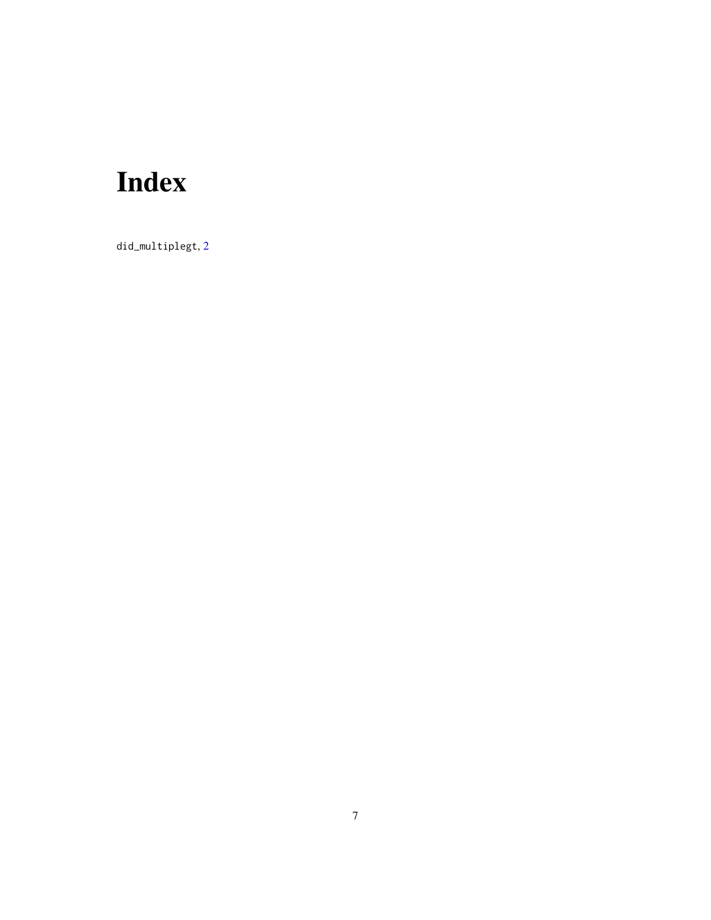# Index

did_multiplegt, 2